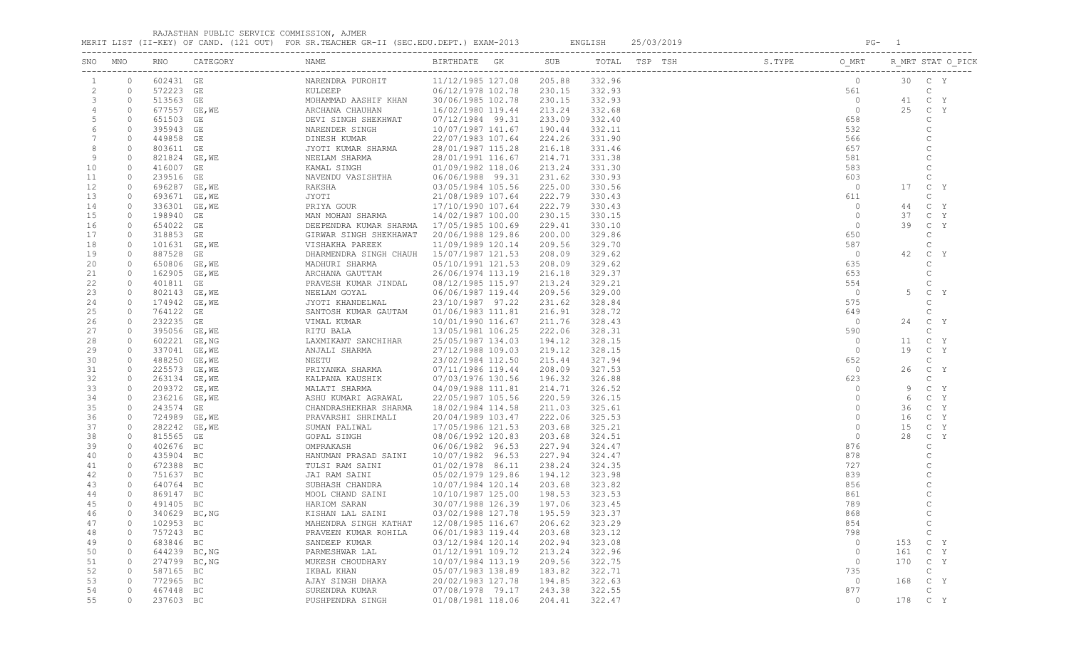RAJASTHAN PUBLIC SERVICE COMMISSION, AJMER

MERIT LIST (II-KEY) OF CAND. (121 OUT) FOR SR.TEACHER GR-II (SEC.EDU.DEPT.) EXAM-2013 ENGLISH 25/03/2019

| SNO | MNO | RNO | CATEGORY | NAME | BIRTHDATE | GK | SUB | TOTAL | TSP | TSH | S.TYPE | O_MRT | R_MRT | STAT | O_PICK |
|---|---|---|---|---|---|---|---|---|---|---|---|---|---|---|---|
| 1 | 0 | 602431 | GE | NARENDRA PUROHIT | 11/12/1985 | 127.08 | 205.88 | 332.96 | | | | 0 | 30 | C | Y |
| 2 | 0 | 572223 | GE | KULDEEP | 06/12/1978 | 102.78 | 230.15 | 332.93 | | | | 561 | | C | |
| 3 | 0 | 513563 | GE | MOHAMMAD AASHIF KHAN | 30/06/1985 | 102.78 | 230.15 | 332.93 | | | | 0 | 41 | C | Y |
| 4 | 0 | 677557 | GE,WE | ARCHANA CHAUHAN | 16/02/1980 | 119.44 | 213.24 | 332.68 | | | | 0 | 25 | C | Y |
| 5 | 0 | 651503 | GE | DEVI SINGH SHEKHWAT | 07/12/1984 | 99.31 | 233.09 | 332.40 | | | | 658 | | C | |
| 6 | 0 | 395943 | GE | NARENDER SINGH | 10/07/1987 | 141.67 | 190.44 | 332.11 | | | | 532 | | C | |
| 7 | 0 | 449858 | GE | DINESH KUMAR | 22/07/1983 | 107.64 | 224.26 | 331.90 | | | | 566 | | C | |
| 8 | 0 | 803611 | GE | JYOTI KUMAR SHARMA | 28/01/1987 | 115.28 | 216.18 | 331.46 | | | | 657 | | C | |
| 9 | 0 | 821824 | GE,WE | NEELAM SHARMA | 28/01/1991 | 116.67 | 214.71 | 331.38 | | | | 581 | | C | |
| 10 | 0 | 416007 | GE | KAMAL SINGH | 01/09/1982 | 118.06 | 213.24 | 331.30 | | | | 583 | | C | |
| 11 | 0 | 239516 | GE | NAVENDU VASISHTHA | 06/06/1988 | 99.31 | 231.62 | 330.93 | | | | 603 | | C | |
| 12 | 0 | 696287 | GE,WE | RAKSHA | 03/05/1984 | 105.56 | 225.00 | 330.56 | | | | 0 | 17 | C | Y |
| 13 | 0 | 693671 | GE,WE | JYOTI | 21/08/1989 | 107.64 | 222.79 | 330.43 | | | | 611 | | C | |
| 14 | 0 | 336301 | GE,WE | PRIYA GOUR | 17/10/1990 | 107.64 | 222.79 | 330.43 | | | | 0 | 44 | C | Y |
| 15 | 0 | 198940 | GE | MAN MOHAN SHARMA | 14/02/1987 | 100.00 | 230.15 | 330.15 | | | | 0 | 37 | C | Y |
| 16 | 0 | 654022 | GE | DEEPENDRA KUMAR SHARMA | 17/05/1985 | 100.69 | 229.41 | 330.10 | | | | 0 | 39 | C | Y |
| 17 | 0 | 318853 | GE | GIRWAR SINGH SHEKHAWAT | 20/06/1988 | 129.86 | 200.00 | 329.86 | | | | 650 | | C | |
| 18 | 0 | 101631 | GE,WE | VISHAKHA PAREEK | 11/09/1989 | 120.14 | 209.56 | 329.70 | | | | 587 | | C | |
| 19 | 0 | 887528 | GE | DHARMENDRA SINGH CHAUH | 15/07/1987 | 121.53 | 208.09 | 329.62 | | | | 0 | 42 | C | Y |
| 20 | 0 | 650806 | GE,WE | MADHURI SHARMA | 05/10/1991 | 121.53 | 208.09 | 329.62 | | | | 635 | | C | |
| 21 | 0 | 162905 | GE,WE | ARCHANA GAUTTAM | 26/06/1974 | 113.19 | 216.18 | 329.37 | | | | 653 | | C | |
| 22 | 0 | 401811 | GE | PRAVESH KUMAR JINDAL | 08/12/1985 | 115.97 | 213.24 | 329.21 | | | | 554 | | C | |
| 23 | 0 | 802143 | GE,WE | NEELAM GOYAL | 06/06/1987 | 119.44 | 209.56 | 329.00 | | | | 0 | 5 | C | Y |
| 24 | 0 | 174942 | GE,WE | JYOTI KHANDELWAL | 23/10/1987 | 97.22 | 231.62 | 328.84 | | | | 575 | | C | |
| 25 | 0 | 764122 | GE | SANTOSH KUMAR GAUTAM | 01/06/1983 | 111.81 | 216.91 | 328.72 | | | | 649 | | C | |
| 26 | 0 | 232235 | GE | VIMAL KUMAR | 10/01/1990 | 116.67 | 211.76 | 328.43 | | | | 0 | 24 | C | Y |
| 27 | 0 | 395056 | GE,WE | RITU BALA | 13/05/1981 | 106.25 | 222.06 | 328.31 | | | | 590 | | C | |
| 28 | 0 | 602221 | GE,NG | LAXMIKANT SANCHIHAR | 25/05/1987 | 134.03 | 194.12 | 328.15 | | | | 0 | 11 | C | Y |
| 29 | 0 | 337041 | GE,WE | ANJALI SHARMA | 27/12/1988 | 109.03 | 219.12 | 328.15 | | | | 0 | 19 | C | Y |
| 30 | 0 | 488250 | GE,WE | NEETU | 23/02/1984 | 112.50 | 215.44 | 327.94 | | | | 652 | | C | |
| 31 | 0 | 225573 | GE,WE | PRIYANKA SHARMA | 07/11/1986 | 119.44 | 208.09 | 327.53 | | | | 0 | 26 | C | Y |
| 32 | 0 | 263134 | GE,WE | KALPANA KAUSHIK | 07/03/1976 | 130.56 | 196.32 | 326.88 | | | | 623 | | C | |
| 33 | 0 | 209372 | GE,WE | MALATI SHARMA | 04/09/1988 | 111.81 | 214.71 | 326.52 | | | | 0 | 9 | C | Y |
| 34 | 0 | 236216 | GE,WE | ASHU KUMARI AGRAWAL | 22/05/1987 | 105.56 | 220.59 | 326.15 | | | | 0 | 6 | C | Y |
| 35 | 0 | 243574 | GE | CHANDRASHEKHAR SHARMA | 18/02/1984 | 114.58 | 211.03 | 325.61 | | | | 0 | 36 | C | Y |
| 36 | 0 | 724989 | GE,WE | PRAVARSHI SHRIMALI | 20/04/1989 | 103.47 | 222.06 | 325.53 | | | | 0 | 16 | C | Y |
| 37 | 0 | 282242 | GE,WE | SUMAN PALIWAL | 17/05/1986 | 121.53 | 203.68 | 325.21 | | | | 0 | 15 | C | Y |
| 38 | 0 | 815565 | GE | GOPAL SINGH | 08/06/1992 | 120.83 | 203.68 | 324.51 | | | | 0 | 28 | C | Y |
| 39 | 0 | 402676 | BC | OMPRAKASH | 06/06/1982 | 96.53 | 227.94 | 324.47 | | | | 876 | | C | |
| 40 | 0 | 435904 | BC | HANUMAN PRASAD SAINI | 10/07/1982 | 96.53 | 227.94 | 324.47 | | | | 878 | | C | |
| 41 | 0 | 672388 | BC | TULSI RAM SAINI | 01/02/1978 | 86.11 | 238.24 | 324.35 | | | | 727 | | C | |
| 42 | 0 | 751637 | BC | JAI RAM SAINI | 05/02/1979 | 129.86 | 194.12 | 323.98 | | | | 839 | | C | |
| 43 | 0 | 640764 | BC | SUBHASH CHANDRA | 10/07/1984 | 120.14 | 203.68 | 323.82 | | | | 856 | | C | |
| 44 | 0 | 869147 | BC | MOOL CHAND SAINI | 10/10/1987 | 125.00 | 198.53 | 323.53 | | | | 861 | | C | |
| 45 | 0 | 491405 | BC | HARIOM SARAN | 30/07/1988 | 126.39 | 197.06 | 323.45 | | | | 789 | | C | |
| 46 | 0 | 340629 | BC,NG | KISHAN LAL SAINI | 03/02/1988 | 127.78 | 195.59 | 323.37 | | | | 868 | | C | |
| 47 | 0 | 102953 | BC | MAHENDRA SINGH KATHAT | 12/08/1985 | 116.67 | 206.62 | 323.29 | | | | 854 | | C | |
| 48 | 0 | 757243 | BC | PRAVEEN KUMAR ROHILA | 06/01/1983 | 119.44 | 203.68 | 323.12 | | | | 798 | | C | |
| 49 | 0 | 683846 | BC | SANDEEP KUMAR | 03/12/1984 | 120.14 | 202.94 | 323.08 | | | | 0 | 153 | C | Y |
| 50 | 0 | 644239 | BC,NG | PARMESHWAR LAL | 01/12/1991 | 109.72 | 213.24 | 322.96 | | | | 0 | 161 | C | Y |
| 51 | 0 | 274799 | BC,NG | MUKESH CHOUDHARY | 10/07/1984 | 113.19 | 209.56 | 322.75 | | | | 0 | 170 | C | Y |
| 52 | 0 | 587165 | BC | IKBAL KHAN | 05/07/1983 | 138.89 | 183.82 | 322.71 | | | | 735 | | C | |
| 53 | 0 | 772965 | BC | AJAY SINGH DHAKA | 20/02/1983 | 127.78 | 194.85 | 322.63 | | | | 0 | 168 | C | Y |
| 54 | 0 | 467448 | BC | SURENDRA KUMAR | 07/08/1978 | 79.17 | 243.38 | 322.55 | | | | 877 | | C | |
| 55 | 0 | 237603 | BC | PUSHPENDRA SINGH | 01/08/1981 | 118.06 | 204.41 | 322.47 | | | | 0 | 178 | C | Y |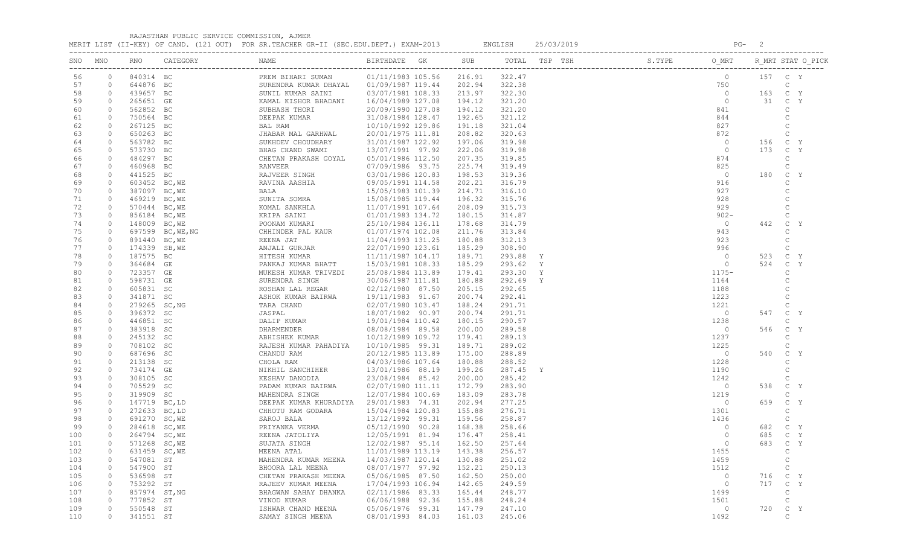RAJASTHAN PUBLIC SERVICE COMMISSION, AJMER

MERIT LIST (II-KEY) OF CAND. (121 OUT) FOR SR.TEACHER GR-II (SEC.EDU.DEPT.) EXAM-2013 ENGLISH 25/03/2019

| SNO | MNO | RNO | CATEGORY | NAME | BIRTHDATE | GK | SUB | TOTAL | TSP | TSH | S.TYPE | O_MRT | R_MRT | STAT | O_PICK |
|---|---|---|---|---|---|---|---|---|---|---|---|---|---|---|---|
| 56 | 0 | 840314 | BC | PREM BIHARI SUMAN | 01/11/1983 | 105.56 | 216.91 | 322.47 | | | | 0 | 157 | C | Y |
| 57 | 0 | 644876 | BC | SURENDRA KUMAR DHAYAL | 01/09/1987 | 119.44 | 202.94 | 322.38 | | | | 750 | | C | |
| 58 | 0 | 439657 | BC | SUNIL KUMAR SAINI | 03/07/1981 | 108.33 | 213.97 | 322.30 | | | | 0 | 163 | C | Y |
| 59 | 0 | 265651 | GE | KAMAL KISHOR BHADANI | 16/04/1989 | 127.08 | 194.12 | 321.20 | | | | 0 | 31 | C | Y |
| 60 | 0 | 562852 | BC | SUBHASH THORI | 20/09/1990 | 127.08 | 194.12 | 321.20 | | | | 841 | | C | |
| 61 | 0 | 750564 | BC | DEEPAK KUMAR | 31/08/1984 | 128.47 | 192.65 | 321.12 | | | | 844 | | C | |
| 62 | 0 | 267125 | BC | BAL RAM | 10/10/1992 | 129.86 | 191.18 | 321.04 | | | | 827 | | C | |
| 63 | 0 | 650263 | BC | JHABAR MAL GARHWAL | 20/01/1975 | 111.81 | 208.82 | 320.63 | | | | 872 | | C | |
| 64 | 0 | 563782 | BC | SUKHDEV CHOUDHARY | 31/01/1987 | 122.92 | 197.06 | 319.98 | | | | 0 | 156 | C | Y |
| 65 | 0 | 573730 | BC | BHAG CHAND SWAMI | 13/07/1991 | 97.92 | 222.06 | 319.98 | | | | 0 | 173 | C | Y |
| 66 | 0 | 484297 | BC | CHETAN PRAKASH GOYAL | 05/01/1986 | 112.50 | 207.35 | 319.85 | | | | 874 | | C | |
| 67 | 0 | 460968 | BC | RANVEER | 07/09/1986 | 93.75 | 225.74 | 319.49 | | | | 825 | | C | |
| 68 | 0 | 441525 | BC | RAJVEER SINGH | 03/01/1986 | 120.83 | 198.53 | 319.36 | | | | 0 | 180 | C | Y |
| 69 | 0 | 603452 | BC,WE | RAVINA AASHIA | 09/05/1991 | 114.58 | 202.21 | 316.79 | | | | 916 | | C | |
| 70 | 0 | 387097 | BC,WE | BALA | 15/05/1983 | 101.39 | 214.71 | 316.10 | | | | 927 | | C | |
| 71 | 0 | 469219 | BC,WE | SUNITA SOMRA | 15/08/1985 | 119.44 | 196.32 | 315.76 | | | | 928 | | C | |
| 72 | 0 | 570444 | BC,WE | KOMAL SANKHLA | 11/07/1991 | 107.64 | 208.09 | 315.73 | | | | 929 | | C | |
| 73 | 0 | 856184 | BC,WE | KRIPA SAINI | 01/01/1983 | 134.72 | 180.15 | 314.87 | | | | 902- | | C | |
| 74 | 0 | 148009 | BC,WE | POONAM KUMARI | 25/10/1984 | 136.11 | 178.68 | 314.79 | | | | 0 | 442 | C | Y |
| 75 | 0 | 697599 | BC,WE,NG | CHHINDER PAL KAUR | 01/07/1974 | 102.08 | 211.76 | 313.84 | | | | 943 | | C | |
| 76 | 0 | 891440 | BC,WE | REENA JAT | 11/04/1993 | 131.25 | 180.88 | 312.13 | | | | 923 | | C | |
| 77 | 0 | 174339 | SB,WE | ANJALI GURJAR | 22/07/1990 | 123.61 | 185.29 | 308.90 | | | | 996 | | C | |
| 78 | 0 | 187575 | BC | HITESH KUMAR | 11/11/1987 | 104.17 | 189.71 | 293.88 | Y | | | 0 | 523 | C | Y |
| 79 | 0 | 364684 | GE | PANKAJ KUMAR BHATT | 15/03/1981 | 108.33 | 185.29 | 293.62 | Y | | | 0 | 524 | C | Y |
| 80 | 0 | 723357 | GE | MUKESH KUMAR TRIVEDI | 25/08/1984 | 113.89 | 179.41 | 293.30 | Y | | | 1175- | | C | |
| 81 | 0 | 598731 | GE | SURENDRA SINGH | 30/06/1987 | 111.81 | 180.88 | 292.69 | Y | | | 1164 | | C | |
| 82 | 0 | 605831 | SC | ROSHAN LAL REGAR | 02/12/1980 | 87.50 | 205.15 | 292.65 | | | | 1188 | | C | |
| 83 | 0 | 341871 | SC | ASHOK KUMAR BAIRWA | 19/11/1983 | 91.67 | 200.74 | 292.41 | | | | 1223 | | C | |
| 84 | 0 | 279265 | SC,NG | TARA CHAND | 02/07/1980 | 103.47 | 188.24 | 291.71 | | | | 1221 | | C | |
| 85 | 0 | 396372 | SC | JASPAL | 18/07/1982 | 90.97 | 200.74 | 291.71 | | | | 0 | 547 | C | Y |
| 86 | 0 | 446851 | SC | DALIP KUMAR | 19/01/1984 | 110.42 | 180.15 | 290.57 | | | | 1238 | | C | |
| 87 | 0 | 383918 | SC | DHARMENDER | 08/08/1984 | 89.58 | 200.00 | 289.58 | | | | 0 | 546 | C | Y |
| 88 | 0 | 245132 | SC | ABHISHEK KUMAR | 10/12/1989 | 109.72 | 179.41 | 289.13 | | | | 1237 | | C | |
| 89 | 0 | 708102 | SC | RAJESH KUMAR PAHADIYA | 10/10/1985 | 99.31 | 189.71 | 289.02 | | | | 1225 | | C | |
| 90 | 0 | 687696 | SC | CHANDU RAM | 20/12/1985 | 113.89 | 175.00 | 288.89 | | | | 0 | 540 | C | Y |
| 91 | 0 | 213138 | SC | CHOLA RAM | 04/03/1986 | 107.64 | 180.88 | 288.52 | | | | 1228 | | C | |
| 92 | 0 | 734174 | GE | NIKHIL SANCHIHER | 13/01/1986 | 88.19 | 199.26 | 287.45 | Y | | | 1190 | | C | |
| 93 | 0 | 308105 | SC | KESHAV DANODIA | 23/08/1984 | 85.42 | 200.00 | 285.42 | | | | 1242 | | C | |
| 94 | 0 | 705529 | SC | PADAM KUMAR BAIRWA | 02/07/1980 | 111.11 | 172.79 | 283.90 | | | | 0 | 538 | C | Y |
| 95 | 0 | 319909 | SC | MAHENDRA SINGH | 12/07/1984 | 100.69 | 183.09 | 283.78 | | | | 1219 | | C | |
| 96 | 0 | 147719 | BC,LD | DEEPAK KUMAR KHURADIYA | 29/01/1983 | 74.31 | 202.94 | 277.25 | | | | 0 | 659 | C | Y |
| 97 | 0 | 272633 | BC,LD | CHHOTU RAM GODARA | 15/04/1984 | 120.83 | 155.88 | 276.71 | | | | 1301 | | C | |
| 98 | 0 | 691270 | SC,WE | SAROJ BALA | 13/12/1992 | 99.31 | 159.56 | 258.87 | | | | 1436 | | C | |
| 99 | 0 | 284618 | SC,WE | PRIYANKA VERMA | 05/12/1990 | 90.28 | 168.38 | 258.66 | | | | 0 | 682 | C | Y |
| 100 | 0 | 264794 | SC,WE | REENA JATOLIYA | 12/05/1991 | 81.94 | 176.47 | 258.41 | | | | 0 | 685 | C | Y |
| 101 | 0 | 571268 | SC,WE | SUJATA SINGH | 12/02/1987 | 95.14 | 162.50 | 257.64 | | | | 0 | 683 | C | Y |
| 102 | 0 | 631459 | SC,WE | MEENA ATAL | 11/01/1989 | 113.19 | 143.38 | 256.57 | | | | 1455 | | C | |
| 103 | 0 | 547081 | ST | MAHENDRA KUMAR MEENA | 14/03/1987 | 120.14 | 130.88 | 251.02 | | | | 1459 | | C | |
| 104 | 0 | 547900 | ST | BHOORA LAL MEENA | 08/07/1977 | 97.92 | 152.21 | 250.13 | | | | 1512 | | C | |
| 105 | 0 | 536598 | ST | CHETAN PRAKASH MEENA | 05/06/1985 | 87.50 | 162.50 | 250.00 | | | | 0 | 716 | C | Y |
| 106 | 0 | 753292 | ST | RAJEEV KUMAR MEENA | 17/04/1993 | 106.94 | 142.65 | 249.59 | | | | 0 | 717 | C | Y |
| 107 | 0 | 857974 | ST,NG | BHAGWAN SAHAY DHANKA | 02/11/1986 | 83.33 | 165.44 | 248.77 | | | | 1499 | | C | |
| 108 | 0 | 777852 | ST | VINOD KUMAR | 06/06/1988 | 92.36 | 155.88 | 248.24 | | | | 1501 | | C | |
| 109 | 0 | 550548 | ST | ISHWAR CHAND MEENA | 05/06/1976 | 99.31 | 147.79 | 247.10 | | | | 0 | 720 | C | Y |
| 110 | 0 | 341551 | ST | SAMAY SINGH MEENA | 08/01/1993 | 84.03 | 161.03 | 245.06 | | | | 1492 | | C | |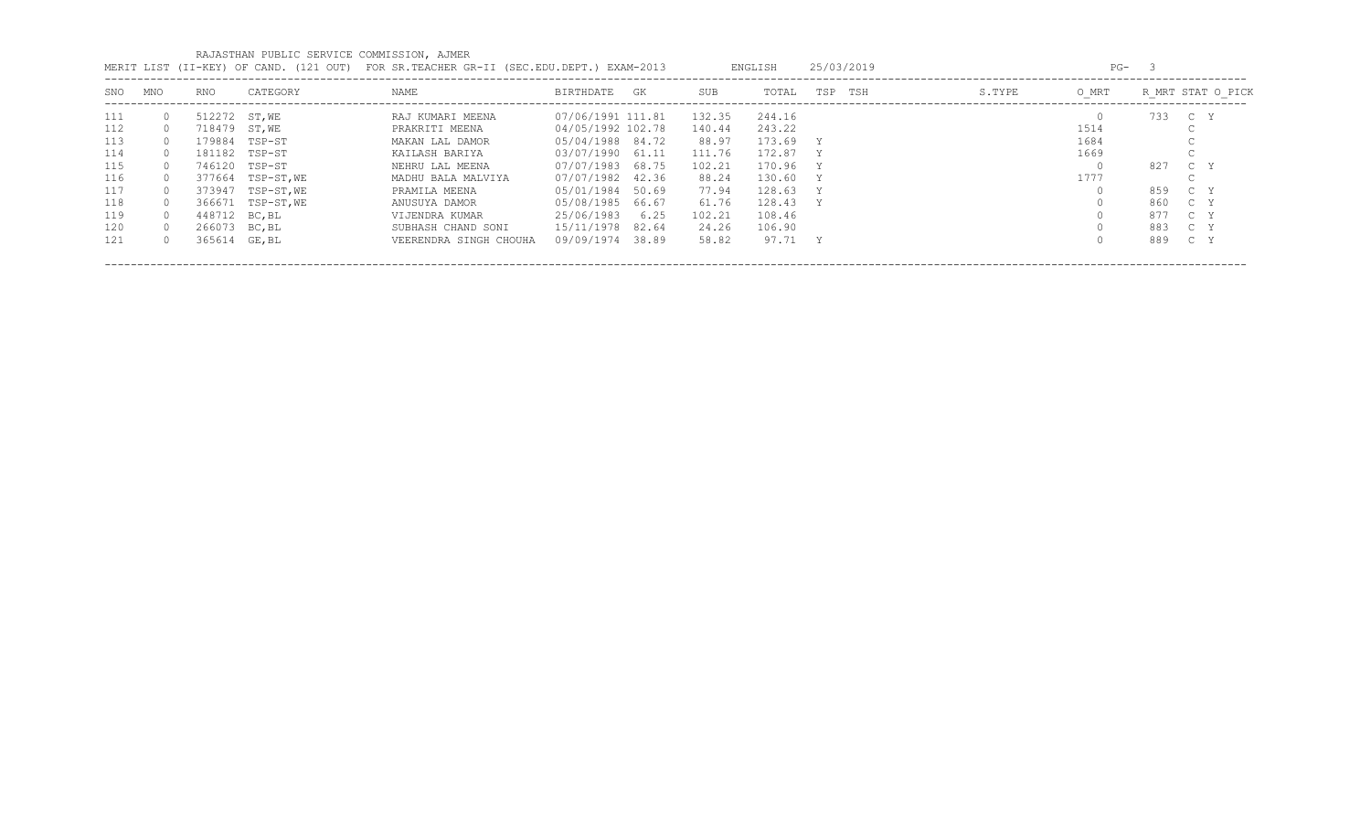| SNO | MNO | RNO | CATEGORY | NAME | BIRTHDATE | GK | SUB | TOTAL | TSP | TSH | S.TYPE | O_MRT | R_MRT | STAT | O_PICK |
|---|---|---|---|---|---|---|---|---|---|---|---|---|---|---|---|
| 111 | 0 | 512272 | ST,WE | RAJ KUMARI MEENA | 07/06/1991 | 111.81 | 132.35 | 244.16 | | | | 0 | 733 | C | Y |
| 112 | 0 | 718479 | ST,WE | PRAKRITI MEENA | 04/05/1992 | 102.78 | 140.44 | 243.22 | | | | 1514 | | C | |
| 113 | 0 | 179884 | TSP-ST | MAKAN LAL DAMOR | 05/04/1988 | 84.72 | 88.97 | 173.69 | Y | | | 1684 | | C | |
| 114 | 0 | 181182 | TSP-ST | KAILASH BARIYA | 03/07/1990 | 61.11 | 111.76 | 172.87 | Y | | | 1669 | | C | |
| 115 | 0 | 746120 | TSP-ST | NEHRU LAL MEENA | 07/07/1983 | 68.75 | 102.21 | 170.96 | Y | | | 0 | 827 | C | Y |
| 116 | 0 | 377664 | TSP-ST,WE | MADHU BALA MALVIYA | 07/07/1982 | 42.36 | 88.24 | 130.60 | Y | | | 1777 | | C | |
| 117 | 0 | 373947 | TSP-ST,WE | PRAMILA MEENA | 05/01/1984 | 50.69 | 77.94 | 128.63 | Y | | | 0 | 859 | C | Y |
| 118 | 0 | 366671 | TSP-ST,WE | ANUSUYA DAMOR | 05/08/1985 | 66.67 | 61.76 | 128.43 | Y | | | 0 | 860 | C | Y |
| 119 | 0 | 448712 | BC,BL | VIJENDRA KUMAR | 25/06/1983 | 6.25 | 102.21 | 108.46 | | | | 0 | 877 | C | Y |
| 120 | 0 | 266073 | BC,BL | SUBHASH CHAND SONI | 15/11/1978 | 82.64 | 24.26 | 106.90 | | | | 0 | 883 | C | Y |
| 121 | 0 | 365614 | GE,BL | VEERENDRA SINGH CHOUHA | 09/09/1974 | 38.89 | 58.82 | 97.71 | Y | | | 0 | 889 | C | Y |